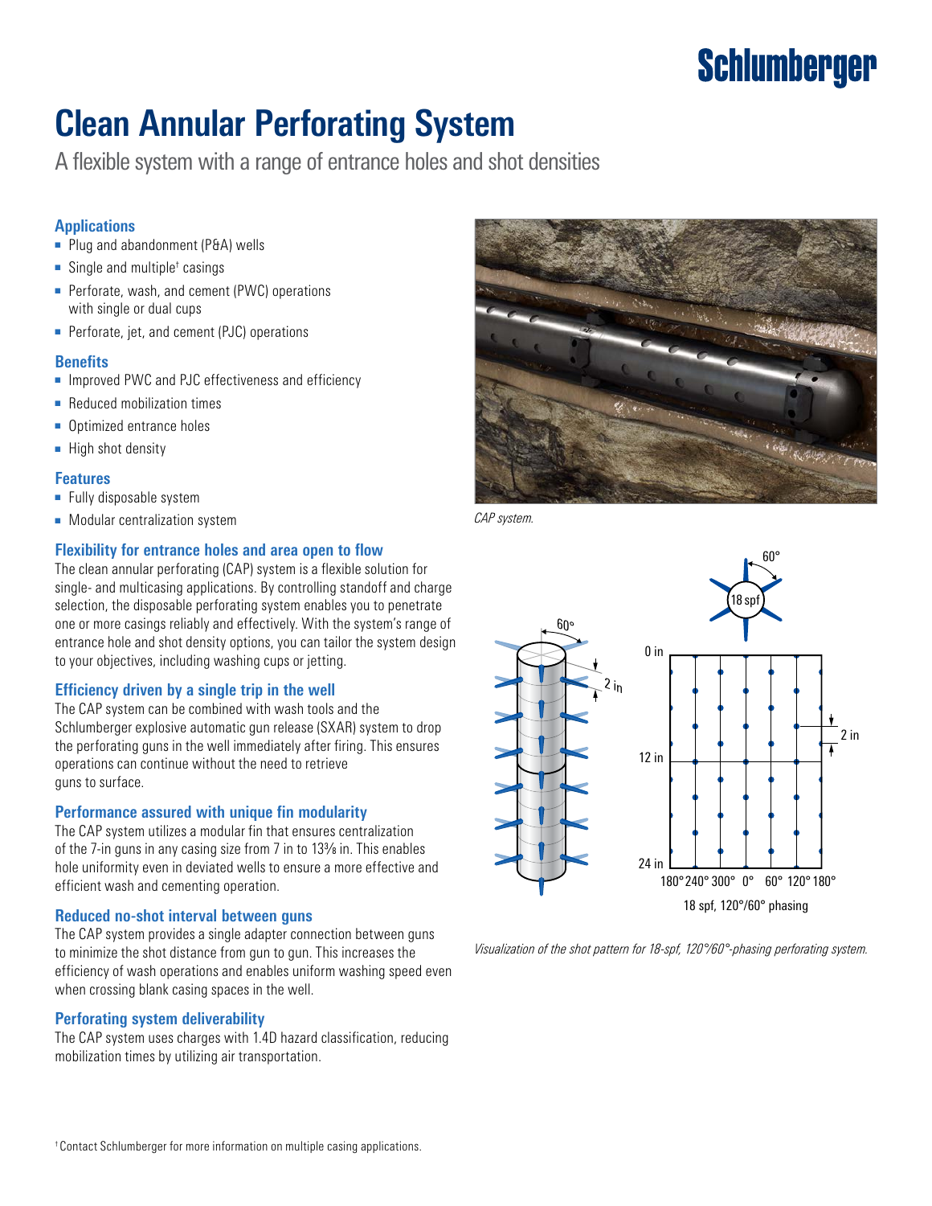Schlumberger

# Clean Annular Perforating System

A flexible system with a range of entrance holes and shot densities

### Applications

- Plug and abandonment (P&A) wells
- Single and multiple† casings
- Perforate, wash, and cement (PWC) operations with single or dual cups
- Perforate, jet, and cement (PJC) operations

### Benefits

- Improved PWC and PJC effectiveness and efficiency
- Reduced mobilization times
- Optimized entrance holes
- High shot density

### Features

- Fully disposable system
- Modular centralization system

### Flexibility for entrance holes and area open to flow

The clean annular perforating (CAP) system is a flexible solution for single- and multicasing applications. By controlling standoff and charge selection, the disposable perforating system enables you to penetrate one or more casings reliably and effectively. With the system's range of entrance hole and shot density options, you can tailor the system design to your objectives, including washing cups or jetting.

### Efficiency driven by a single trip in the well

The CAP system can be combined with wash tools and the Schlumberger explosive automatic gun release (SXAR) system to drop the perforating guns in the well immediately after firing. This ensures operations can continue without the need to retrieve guns to surface.

### Performance assured with unique fin modularity

The CAP system utilizes a modular fin that ensures centralization of the 7-in guns in any casing size from 7 in to 13⅜ in. This enables hole uniformity even in deviated wells to ensure a more effective and efficient wash and cementing operation.

### Reduced no-shot interval between guns

The CAP system provides a single adapter connection between guns to minimize the shot distance from gun to gun. This increases the efficiency of wash operations and enables uniform washing speed even when crossing blank casing spaces in the well.

### Perforating system deliverability

The CAP system uses charges with 1.4D hazard classification, reducing mobilization times by utilizing air transportation.

*CAP system.*

*Visualization of the shot pattern for 18-spf, 120°/60°-phasing perforating system.*

† Contact Schlumberger for more information on multiple casing applications.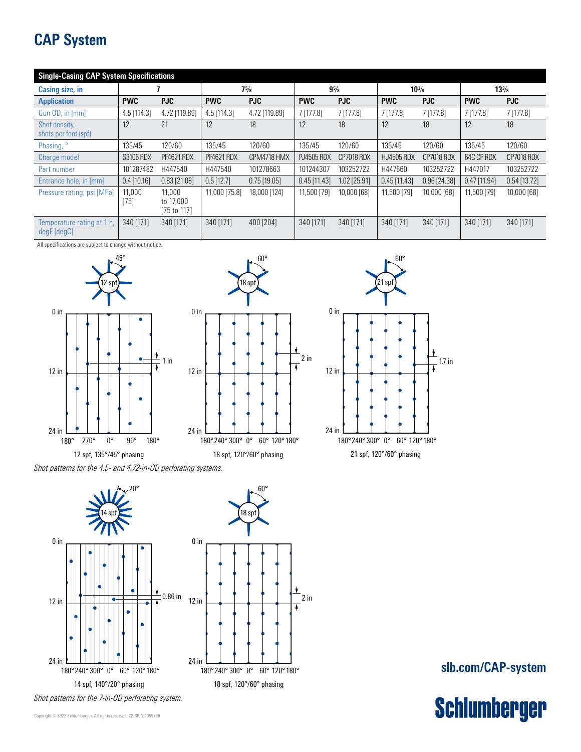# CAP System

| Single-Casing CAP System Specifications | | | | | | | | | | |
|---|---|---|---|---|---|---|---|---|---|---|
| **Casing size, in** | 7 | | 7⅝ | | 9⅝ | | 10¾ | | 13⅜ | |
| **Application** | **PWC** | **PJC** | **PWC** | **PJC** | **PWC** | **PJC** | **PWC** | **PJC** | **PWC** | **PJC** |
| Gun OD, in [mm] | 4.5 [114.3] | 4.72 [119.89] | 4.5 [114.3] | 4.72 [119.89] | 7 [177.8] | 7 [177.8] | 7 [177.8] | 7 [177.8] | 7 [177.8] | 7 [177.8] |
| Shot density, shots per foot (spf) | 12 | 21 | 12 | 18 | 12 | 18 | 12 | 18 | 12 | 18 |
| Phasing, ° | 135/45 | 120/60 | 135/45 | 120/60 | 135/45 | 120/60 | 135/45 | 120/60 | 135/45 | 120/60 |
| Charge model | S3106 RDX | PF4621 RDX | PF4621 RDX | CPM4718 HMX | PJ4505 RDX | CP7018 RDX | HJ4505 RDX | CP7018 RDX | 64C CP RDX | CP7018 RDX |
| Part number | 101287482 | H447540 | H447540 | 101278663 | 101244307 | 103252722 | H447660 | 103252722 | H447017 | 103252722 |
| Entrance hole, in [mm] | 0.4 [10.16] | 0.83 [21.08] | 0.5 [12.7] | 0.75 [19.05] | 0.45 [11.43] | 1.02 [25.91] | 0.45 [11.43] | 0.96 [24.38] | 0.47 [11.94] | 0.54 [13.72] |
| Pressure rating, psi [MPa] | 11,000 [75] | 11,000 to 17,000 [75 to 117] | 11,000 [75.8] | 18,000 [124] | 11,500 [79] | 10,000 [68] | 11,500 [79] | 10,000 [68] | 11,500 [79] | 10,000 [68] |
| Temperature rating at 1 h, degF [degC] | 340 [171] | 340 [171] | 340 [171] | 400 [204] | 340 [171] | 340 [171] | 340 [171] | 340 [171] | 340 [171] | 340 [171] |

All specifications are subject to change without notice.

45°
12 spf
0 in
12 in
24 in
1 in
180° 270° 0° 90° 180°
12 spf, 135°/45° phasing

60°
18 spf
0 in
12 in
24 in
2 in
180° 240° 300° 0° 60° 120° 180°
18 spf, 120°/60° phasing

60°
21 spf
0 in
12 in
24 in
1.7 in
180° 240° 300° 0° 60° 120° 180°
21 spf, 120°/60° phasing

*Shot patterns for the 4.5- and 4.72-in-OD perforating systems.*

20°
14 spf
0 in
12 in
24 in
0.86 in
180° 240° 300° 0° 60° 120° 180°
14 spf, 140°/20° phasing

60°
18 spf
0 in
12 in
24 in
2 in
180° 240° 300° 0° 60° 120° 180°
18 spf, 120°/60° phasing

*Shot patterns for the 7-in-OD perforating system.*

**slb.com/CAP-system**

Schlumberger

Copyright © 2022 Schlumberger. All rights reserved. 22-RPIN-1359790